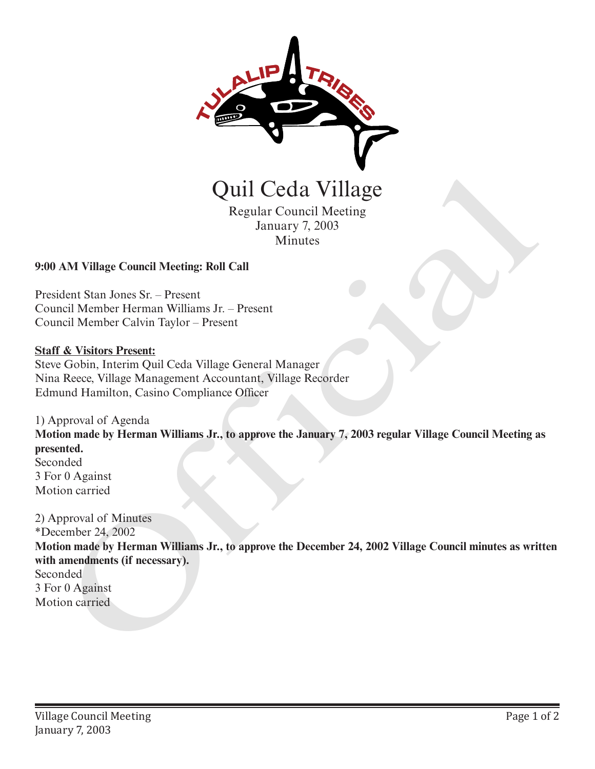# Quil Ceda Village

Regular Council Meeting
January 7, 2003
Minutes

**9:00 AM Village Council Meeting: Roll Call**

President Stan Jones Sr. – Present
Council Member Herman Williams Jr. – Present
Council Member Calvin Taylor – Present

**Staff & Visitors Present:**
Steve Gobin, Interim Quil Ceda Village General Manager
Nina Reece, Village Management Accountant, Village Recorder
Edmund Hamilton, Casino Compliance Officer

1) Approval of Agenda
**Motion made by Herman Williams Jr., to approve the January 7, 2003 regular Village Council Meeting as presented.**
Seconded
3 For 0 Against
Motion carried

2) Approval of Minutes
*December 24, 2002
**Motion made by Herman Williams Jr., to approve the December 24, 2002 Village Council minutes as written with amendments (if necessary).**
Seconded
3 For 0 Against
Motion carried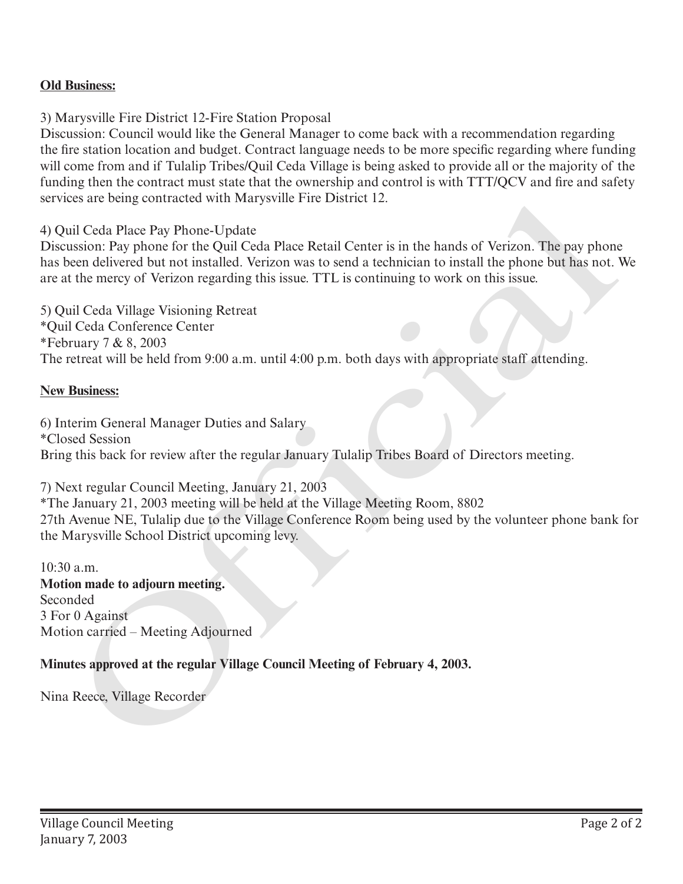**Old Business:**

3) Marysville Fire District 12-Fire Station Proposal
Discussion: Council would like the General Manager to come back with a recommendation regarding the fire station location and budget. Contract language needs to be more specific regarding where funding will come from and if Tulalip Tribes/Quil Ceda Village is being asked to provide all or the majority of the funding then the contract must state that the ownership and control is with TTT/QCV and fire and safety services are being contracted with Marysville Fire District 12.

4) Quil Ceda Place Pay Phone-Update
Discussion: Pay phone for the Quil Ceda Place Retail Center is in the hands of Verizon. The pay phone has been delivered but not installed. Verizon was to send a technician to install the phone but has not. We are at the mercy of Verizon regarding this issue. TTL is continuing to work on this issue.

5) Quil Ceda Village Visioning Retreat
*Quil Ceda Conference Center
*February 7 & 8, 2003
The retreat will be held from 9:00 a.m. until 4:00 p.m. both days with appropriate staff attending.

**New Business:**

6) Interim General Manager Duties and Salary
*Closed Session
Bring this back for review after the regular January Tulalip Tribes Board of Directors meeting.

7) Next regular Council Meeting, January 21, 2003
*The January 21, 2003 meeting will be held at the Village Meeting Room, 8802 27th Avenue NE, Tulalip due to the Village Conference Room being used by the volunteer phone bank for the Marysville School District upcoming levy.

10:30 a.m.
**Motion made to adjourn meeting.**
Seconded
3 For 0 Against
Motion carried – Meeting Adjourned

**Minutes approved at the regular Village Council Meeting of February 4, 2003.**

Nina Reece, Village Recorder